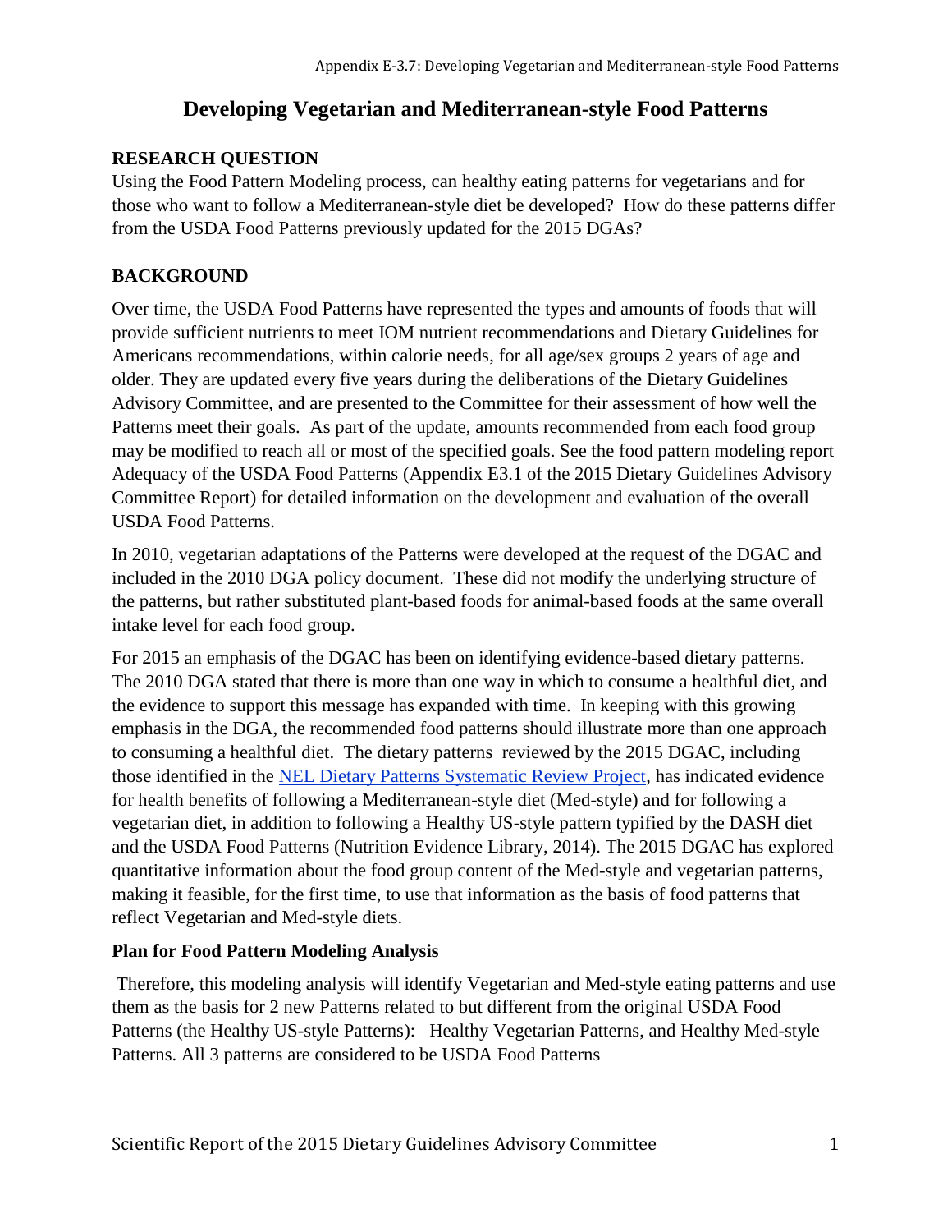# Developing Vegetarian and Mediterranean-style Food Patterns

## RESEARCH QUESTION

Using the Food Pattern Modeling process, can healthy eating patterns for vegetarians and for those who want to follow a Mediterranean-style diet be developed? How do these patterns differ from the USDA Food Patterns previously updated for the 2015 DGAs?

## BACKGROUND

Over time, the USDA Food Patterns have represented the types and amounts of foods that will provide sufficient nutrients to meet IOM nutrient recommendations and Dietary Guidelines for Americans recommendations, within calorie needs, for all age/sex groups 2 years of age and older. They are updated every five years during the deliberations of the Dietary Guidelines Advisory Committee, and are presented to the Committee for their assessment of how well the Patterns meet their goals. As part of the update, amounts recommended from each food group may be modified to reach all or most of the specified goals. See the food pattern modeling report Adequacy of the USDA Food Patterns (Appendix E3.1 of the 2015 Dietary Guidelines Advisory Committee Report) for detailed information on the development and evaluation of the overall USDA Food Patterns.

In 2010, vegetarian adaptations of the Patterns were developed at the request of the DGAC and included in the 2010 DGA policy document. These did not modify the underlying structure of the patterns, but rather substituted plant-based foods for animal-based foods at the same overall intake level for each food group.

For 2015 an emphasis of the DGAC has been on identifying evidence-based dietary patterns. The 2010 DGA stated that there is more than one way in which to consume a healthful diet, and the evidence to support this message has expanded with time. In keeping with this growing emphasis in the DGA, the recommended food patterns should illustrate more than one approach to consuming a healthful diet. The dietary patterns reviewed by the 2015 DGAC, including those identified in the NEL Dietary Patterns Systematic Review Project, has indicated evidence for health benefits of following a Mediterranean-style diet (Med-style) and for following a vegetarian diet, in addition to following a Healthy US-style pattern typified by the DASH diet and the USDA Food Patterns (Nutrition Evidence Library, 2014). The 2015 DGAC has explored quantitative information about the food group content of the Med-style and vegetarian patterns, making it feasible, for the first time, to use that information as the basis of food patterns that reflect Vegetarian and Med-style diets.

### Plan for Food Pattern Modeling Analysis

Therefore, this modeling analysis will identify Vegetarian and Med-style eating patterns and use them as the basis for 2 new Patterns related to but different from the original USDA Food Patterns (the Healthy US-style Patterns): Healthy Vegetarian Patterns, and Healthy Med-style Patterns. All 3 patterns are considered to be USDA Food Patterns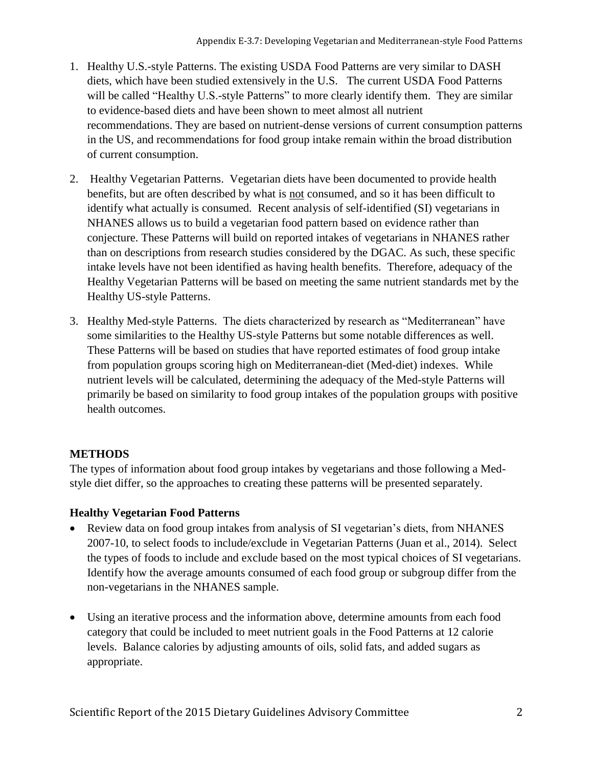1. Healthy U.S.-style Patterns. The existing USDA Food Patterns are very similar to DASH diets, which have been studied extensively in the U.S. The current USDA Food Patterns will be called "Healthy U.S.-style Patterns" to more clearly identify them. They are similar to evidence-based diets and have been shown to meet almost all nutrient recommendations. They are based on nutrient-dense versions of current consumption patterns in the US, and recommendations for food group intake remain within the broad distribution of current consumption.

2. Healthy Vegetarian Patterns. Vegetarian diets have been documented to provide health benefits, but are often described by what is <u>not</u> consumed, and so it has been difficult to identify what actually is consumed. Recent analysis of self-identified (SI) vegetarians in NHANES allows us to build a vegetarian food pattern based on evidence rather than conjecture. These Patterns will build on reported intakes of vegetarians in NHANES rather than on descriptions from research studies considered by the DGAC. As such, these specific intake levels have not been identified as having health benefits. Therefore, adequacy of the Healthy Vegetarian Patterns will be based on meeting the same nutrient standards met by the Healthy US-style Patterns.

3. Healthy Med-style Patterns. The diets characterized by research as "Mediterranean" have some similarities to the Healthy US-style Patterns but some notable differences as well. These Patterns will be based on studies that have reported estimates of food group intake from population groups scoring high on Mediterranean-diet (Med-diet) indexes. While nutrient levels will be calculated, determining the adequacy of the Med-style Patterns will primarily be based on similarity to food group intakes of the population groups with positive health outcomes.

## METHODS

The types of information about food group intakes by vegetarians and those following a Med-style diet differ, so the approaches to creating these patterns will be presented separately.

### Healthy Vegetarian Food Patterns

- Review data on food group intakes from analysis of SI vegetarian's diets, from NHANES 2007-10, to select foods to include/exclude in Vegetarian Patterns (Juan et al., 2014). Select the types of foods to include and exclude based on the most typical choices of SI vegetarians. Identify how the average amounts consumed of each food group or subgroup differ from the non-vegetarians in the NHANES sample.

- Using an iterative process and the information above, determine amounts from each food category that could be included to meet nutrient goals in the Food Patterns at 12 calorie levels. Balance calories by adjusting amounts of oils, solid fats, and added sugars as appropriate.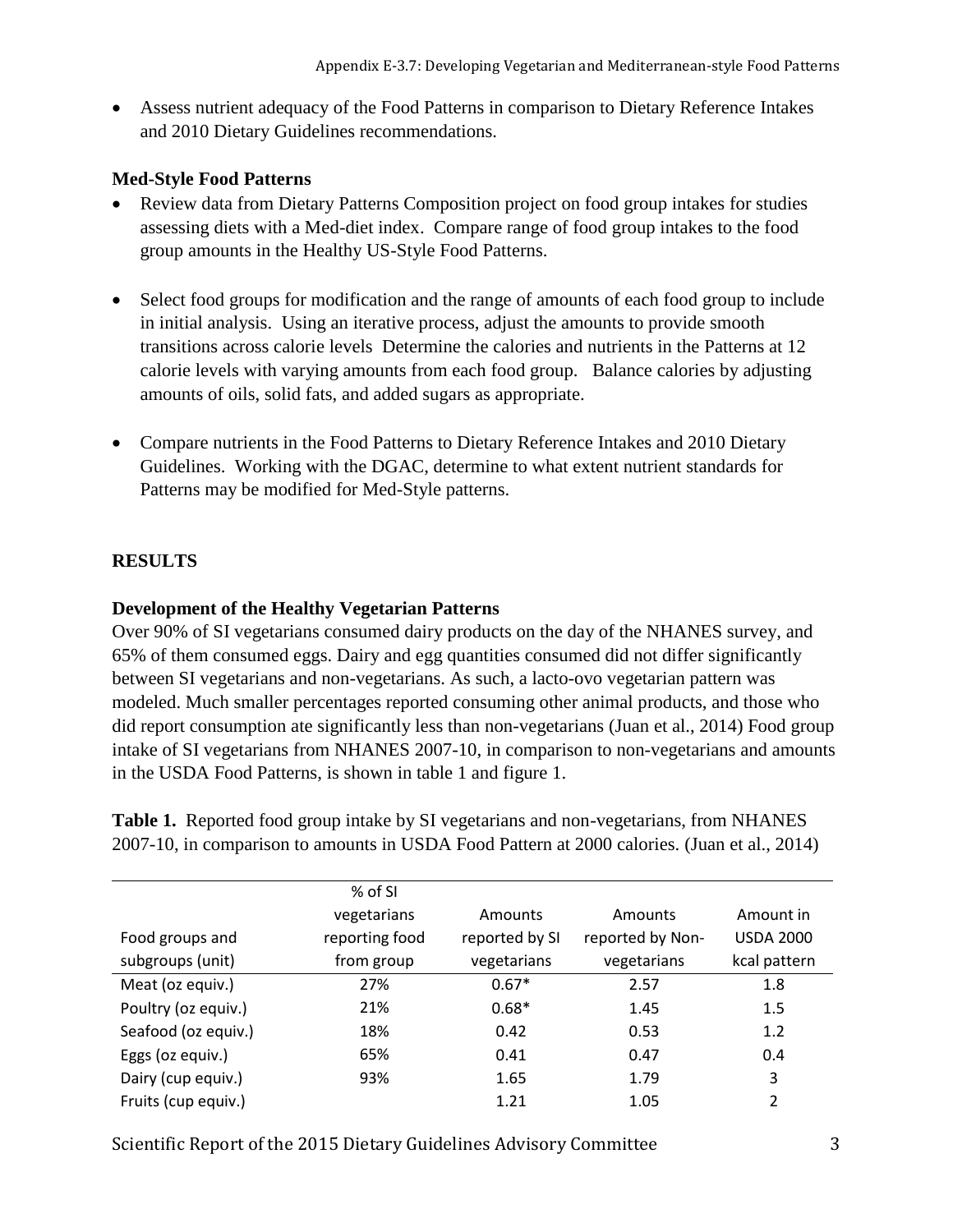- Assess nutrient adequacy of the Food Patterns in comparison to Dietary Reference Intakes and 2010 Dietary Guidelines recommendations.

### Med-Style Food Patterns

- Review data from Dietary Patterns Composition project on food group intakes for studies assessing diets with a Med-diet index. Compare range of food group intakes to the food group amounts in the Healthy US-Style Food Patterns.

- Select food groups for modification and the range of amounts of each food group to include in initial analysis. Using an iterative process, adjust the amounts to provide smooth transitions across calorie levels Determine the calories and nutrients in the Patterns at 12 calorie levels with varying amounts from each food group. Balance calories by adjusting amounts of oils, solid fats, and added sugars as appropriate.

- Compare nutrients in the Food Patterns to Dietary Reference Intakes and 2010 Dietary Guidelines. Working with the DGAC, determine to what extent nutrient standards for Patterns may be modified for Med-Style patterns.

## RESULTS

### Development of the Healthy Vegetarian Patterns

Over 90% of SI vegetarians consumed dairy products on the day of the NHANES survey, and 65% of them consumed eggs. Dairy and egg quantities consumed did not differ significantly between SI vegetarians and non-vegetarians. As such, a lacto-ovo vegetarian pattern was modeled. Much smaller percentages reported consuming other animal products, and those who did report consumption ate significantly less than non-vegetarians (Juan et al., 2014) Food group intake of SI vegetarians from NHANES 2007-10, in comparison to non-vegetarians and amounts in the USDA Food Patterns, is shown in table 1 and figure 1.

**Table 1.** Reported food group intake by SI vegetarians and non-vegetarians, from NHANES 2007-10, in comparison to amounts in USDA Food Pattern at 2000 calories. (Juan et al., 2014)

| Food groups and subgroups (unit) | % of SI vegetarians reporting food from group | Amounts reported by SI vegetarians | Amounts reported by Non-vegetarians | Amount in USDA 2000 kcal pattern |
|---|---|---|---|---|
| Meat (oz equiv.) | 27% | 0.67* | 2.57 | 1.8 |
| Poultry (oz equiv.) | 21% | 0.68* | 1.45 | 1.5 |
| Seafood (oz equiv.) | 18% | 0.42 | 0.53 | 1.2 |
| Eggs (oz equiv.) | 65% | 0.41 | 0.47 | 0.4 |
| Dairy (cup equiv.) | 93% | 1.65 | 1.79 | 3 |
| Fruits (cup equiv.) | | 1.21 | 1.05 | 2 |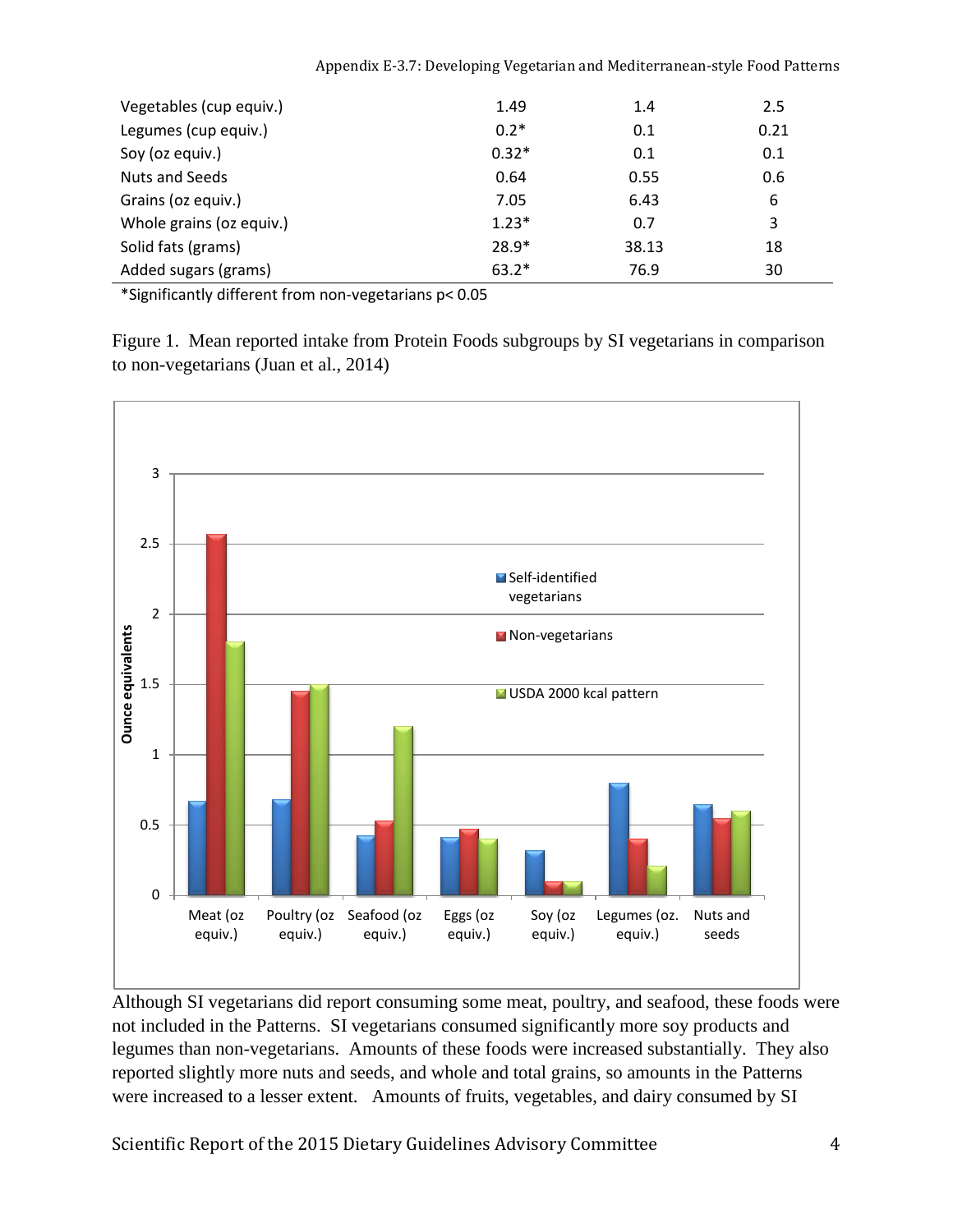| | | | |
|---|---|---|---|
| Vegetables (cup equiv.) | 1.49 | 1.4 | 2.5 |
| Legumes (cup equiv.) | 0.2* | 0.1 | 0.21 |
| Soy (oz equiv.) | 0.32* | 0.1 | 0.1 |
| Nuts and Seeds | 0.64 | 0.55 | 0.6 |
| Grains (oz equiv.) | 7.05 | 6.43 | 6 |
| Whole grains (oz equiv.) | 1.23* | 0.7 | 3 |
| Solid fats (grams) | 28.9* | 38.13 | 18 |
| Added sugars (grams) | 63.2* | 76.9 | 30 |

*Significantly different from non-vegetarians $p < 0.05$

Figure 1. Mean reported intake from Protein Foods subgroups by SI vegetarians in comparison to non-vegetarians (Juan et al., 2014)

Although SI vegetarians did report consuming some meat, poultry, and seafood, these foods were not included in the Patterns. SI vegetarians consumed significantly more soy products and legumes than non-vegetarians. Amounts of these foods were increased substantially. They also reported slightly more nuts and seeds, and whole and total grains, so amounts in the Patterns were increased to a lesser extent. Amounts of fruits, vegetables, and dairy consumed by SI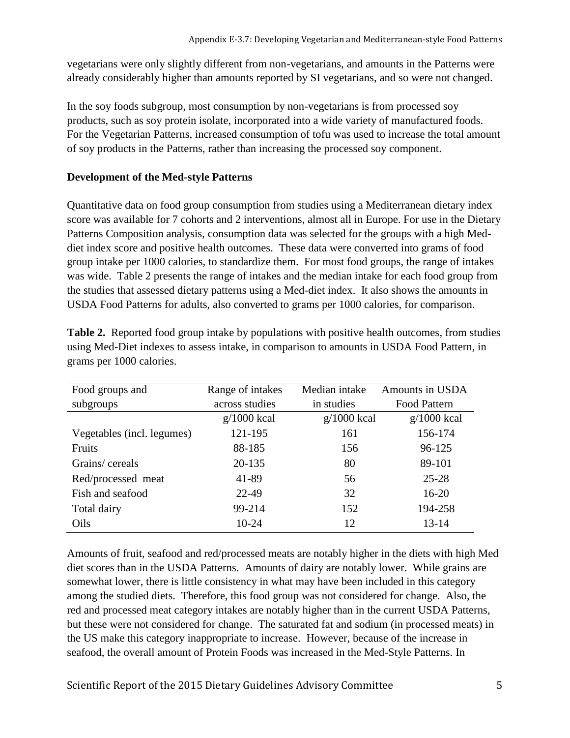vegetarians were only slightly different from non-vegetarians, and amounts in the Patterns were already considerably higher than amounts reported by SI vegetarians, and so were not changed.

In the soy foods subgroup, most consumption by non-vegetarians is from processed soy products, such as soy protein isolate, incorporated into a wide variety of manufactured foods. For the Vegetarian Patterns, increased consumption of tofu was used to increase the total amount of soy products in the Patterns, rather than increasing the processed soy component.

**Development of the Med-style Patterns**

Quantitative data on food group consumption from studies using a Mediterranean dietary index score was available for 7 cohorts and 2 interventions, almost all in Europe. For use in the Dietary Patterns Composition analysis, consumption data was selected for the groups with a high Med-diet index score and positive health outcomes. These data were converted into grams of food group intake per 1000 calories, to standardize them. For most food groups, the range of intakes was wide. Table 2 presents the range of intakes and the median intake for each food group from the studies that assessed dietary patterns using a Med-diet index. It also shows the amounts in USDA Food Patterns for adults, also converted to grams per 1000 calories, for comparison.

**Table 2.** Reported food group intake by populations with positive health outcomes, from studies using Med-Diet indexes to assess intake, in comparison to amounts in USDA Food Pattern, in grams per 1000 calories.

| Food groups and subgroups | Range of intakes across studies | Median intake in studies | Amounts in USDA Food Pattern |
|---|---|---|---|
| | g/1000 kcal | g/1000 kcal | g/1000 kcal |
| Vegetables (incl. legumes) | 121-195 | 161 | 156-174 |
| Fruits | 88-185 | 156 | 96-125 |
| Grains/ cereals | 20-135 | 80 | 89-101 |
| Red/processed meat | 41-89 | 56 | 25-28 |
| Fish and seafood | 22-49 | 32 | 16-20 |
| Total dairy | 99-214 | 152 | 194-258 |
| Oils | 10-24 | 12 | 13-14 |

Amounts of fruit, seafood and red/processed meats are notably higher in the diets with high Med diet scores than in the USDA Patterns. Amounts of dairy are notably lower. While grains are somewhat lower, there is little consistency in what may have been included in this category among the studied diets. Therefore, this food group was not considered for change. Also, the red and processed meat category intakes are notably higher than in the current USDA Patterns, but these were not considered for change. The saturated fat and sodium (in processed meats) in the US make this category inappropriate to increase. However, because of the increase in seafood, the overall amount of Protein Foods was increased in the Med-Style Patterns. In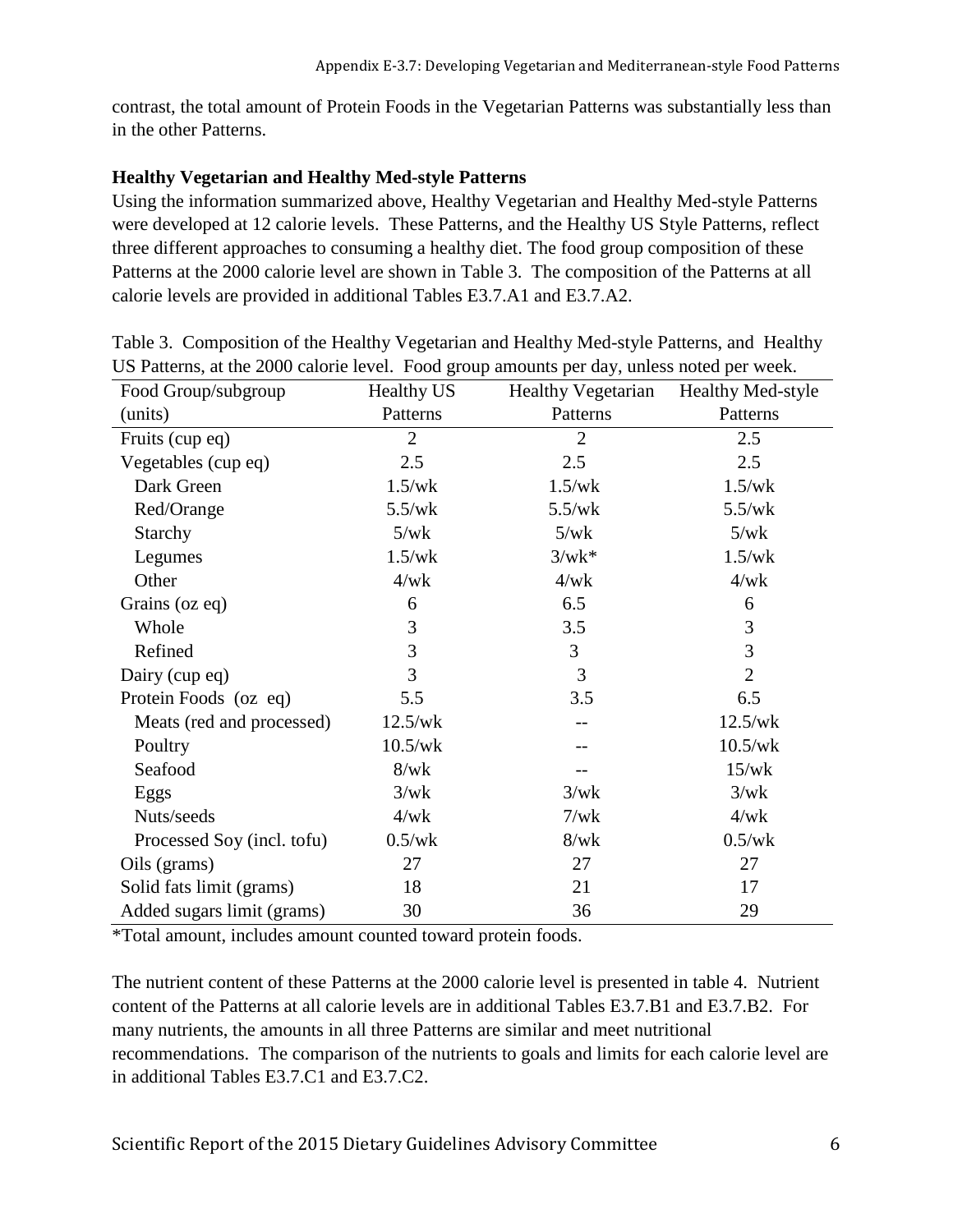contrast, the total amount of Protein Foods in the Vegetarian Patterns was substantially less than in the other Patterns.

**Healthy Vegetarian and Healthy Med-style Patterns**

Using the information summarized above, Healthy Vegetarian and Healthy Med-style Patterns were developed at 12 calorie levels. These Patterns, and the Healthy US Style Patterns, reflect three different approaches to consuming a healthy diet. The food group composition of these Patterns at the 2000 calorie level are shown in Table 3. The composition of the Patterns at all calorie levels are provided in additional Tables E3.7.A1 and E3.7.A2.

Table 3. Composition of the Healthy Vegetarian and Healthy Med-style Patterns, and Healthy US Patterns, at the 2000 calorie level. Food group amounts per day, unless noted per week.

| Food Group/subgroup (units) | Healthy US Patterns | Healthy Vegetarian Patterns | Healthy Med-style Patterns |
|---|---|---|---|
| Fruits (cup eq) | 2 | 2 | 2.5 |
| Vegetables (cup eq) | 2.5 | 2.5 | 2.5 |
| Dark Green | 1.5/wk | 1.5/wk | 1.5/wk |
| Red/Orange | 5.5/wk | 5.5/wk | 5.5/wk |
| Starchy | 5/wk | 5/wk | 5/wk |
| Legumes | 1.5/wk | 3/wk* | 1.5/wk |
| Other | 4/wk | 4/wk | 4/wk |
| Grains (oz eq) | 6 | 6.5 | 6 |
| Whole | 3 | 3.5 | 3 |
| Refined | 3 | 3 | 3 |
| Dairy (cup eq) | 3 | 3 | 2 |
| Protein Foods (oz eq) | 5.5 | 3.5 | 6.5 |
| Meats (red and processed) | 12.5/wk | -- | 12.5/wk |
| Poultry | 10.5/wk | -- | 10.5/wk |
| Seafood | 8/wk | -- | 15/wk |
| Eggs | 3/wk | 3/wk | 3/wk |
| Nuts/seeds | 4/wk | 7/wk | 4/wk |
| Processed Soy (incl. tofu) | 0.5/wk | 8/wk | 0.5/wk |
| Oils (grams) | 27 | 27 | 27 |
| Solid fats limit (grams) | 18 | 21 | 17 |
| Added sugars limit (grams) | 30 | 36 | 29 |

*Total amount, includes amount counted toward protein foods.

The nutrient content of these Patterns at the 2000 calorie level is presented in table 4. Nutrient content of the Patterns at all calorie levels are in additional Tables E3.7.B1 and E3.7.B2. For many nutrients, the amounts in all three Patterns are similar and meet nutritional recommendations. The comparison of the nutrients to goals and limits for each calorie level are in additional Tables E3.7.C1 and E3.7.C2.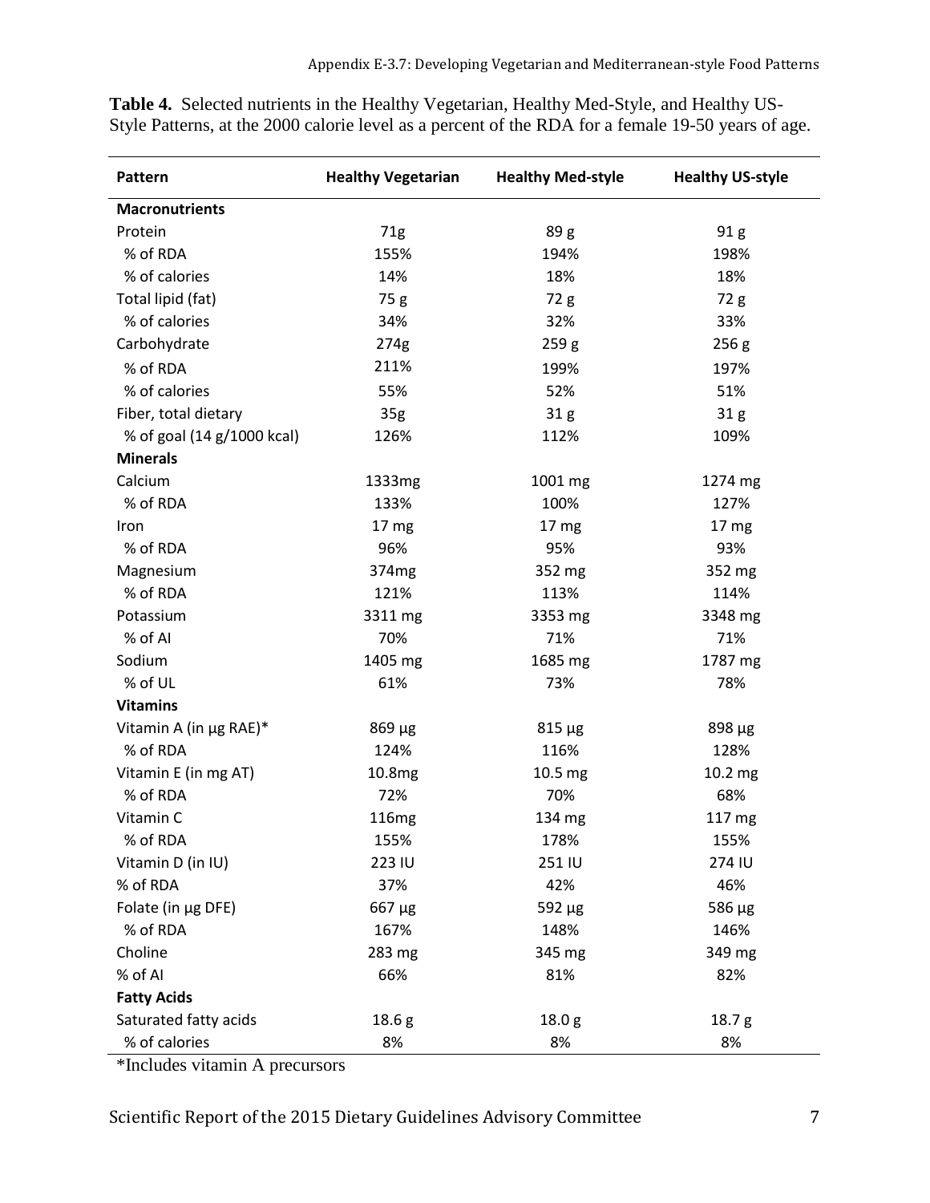**Table 4.** Selected nutrients in the Healthy Vegetarian, Healthy Med-Style, and Healthy US-Style Patterns, at the 2000 calorie level as a percent of the RDA for a female 19-50 years of age.

| Pattern | Healthy Vegetarian | Healthy Med-style | Healthy US-style |
|---|---|---|---|
| **Macronutrients** | | | |
| Protein | 71g | 89 g | 91 g |
| % of RDA | 155% | 194% | 198% |
| % of calories | 14% | 18% | 18% |
| Total lipid (fat) | 75 g | 72 g | 72 g |
| % of calories | 34% | 32% | 33% |
| Carbohydrate | 274g | 259 g | 256 g |
| % of RDA | 211% | 199% | 197% |
| % of calories | 55% | 52% | 51% |
| Fiber, total dietary | 35g | 31 g | 31 g |
| % of goal (14 g/1000 kcal) | 126% | 112% | 109% |
| **Minerals** | | | |
| Calcium | 1333mg | 1001 mg | 1274 mg |
| % of RDA | 133% | 100% | 127% |
| Iron | 17 mg | 17 mg | 17 mg |
| % of RDA | 96% | 95% | 93% |
| Magnesium | 374mg | 352 mg | 352 mg |
| % of RDA | 121% | 113% | 114% |
| Potassium | 3311 mg | 3353 mg | 3348 mg |
| % of AI | 70% | 71% | 71% |
| Sodium | 1405 mg | 1685 mg | 1787 mg |
| % of UL | 61% | 73% | 78% |
| **Vitamins** | | | |
| Vitamin A (in µg RAE)* | 869 µg | 815 µg | 898 µg |
| % of RDA | 124% | 116% | 128% |
| Vitamin E (in mg AT) | 10.8mg | 10.5 mg | 10.2 mg |
| % of RDA | 72% | 70% | 68% |
| Vitamin C | 116mg | 134 mg | 117 mg |
| % of RDA | 155% | 178% | 155% |
| Vitamin D (in IU) | 223 IU | 251 IU | 274 IU |
| % of RDA | 37% | 42% | 46% |
| Folate (in µg DFE) | 667 µg | 592 µg | 586 µg |
| % of RDA | 167% | 148% | 146% |
| Choline | 283 mg | 345 mg | 349 mg |
| % of AI | 66% | 81% | 82% |
| **Fatty Acids** | | | |
| Saturated fatty acids | 18.6 g | 18.0 g | 18.7 g |
| % of calories | 8% | 8% | 8% |

*Includes vitamin A precursors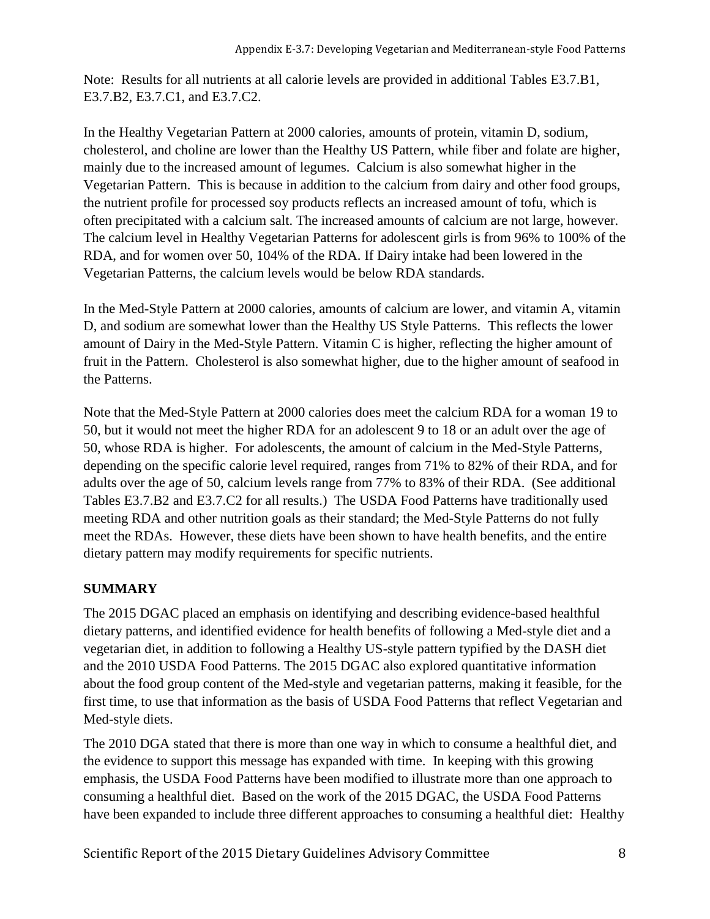Note: Results for all nutrients at all calorie levels are provided in additional Tables E3.7.B1, E3.7.B2, E3.7.C1, and E3.7.C2.

In the Healthy Vegetarian Pattern at 2000 calories, amounts of protein, vitamin D, sodium, cholesterol, and choline are lower than the Healthy US Pattern, while fiber and folate are higher, mainly due to the increased amount of legumes. Calcium is also somewhat higher in the Vegetarian Pattern. This is because in addition to the calcium from dairy and other food groups, the nutrient profile for processed soy products reflects an increased amount of tofu, which is often precipitated with a calcium salt. The increased amounts of calcium are not large, however. The calcium level in Healthy Vegetarian Patterns for adolescent girls is from 96% to 100% of the RDA, and for women over 50, 104% of the RDA. If Dairy intake had been lowered in the Vegetarian Patterns, the calcium levels would be below RDA standards.

In the Med-Style Pattern at 2000 calories, amounts of calcium are lower, and vitamin A, vitamin D, and sodium are somewhat lower than the Healthy US Style Patterns. This reflects the lower amount of Dairy in the Med-Style Pattern. Vitamin C is higher, reflecting the higher amount of fruit in the Pattern. Cholesterol is also somewhat higher, due to the higher amount of seafood in the Patterns.

Note that the Med-Style Pattern at 2000 calories does meet the calcium RDA for a woman 19 to 50, but it would not meet the higher RDA for an adolescent 9 to 18 or an adult over the age of 50, whose RDA is higher. For adolescents, the amount of calcium in the Med-Style Patterns, depending on the specific calorie level required, ranges from 71% to 82% of their RDA, and for adults over the age of 50, calcium levels range from 77% to 83% of their RDA. (See additional Tables E3.7.B2 and E3.7.C2 for all results.) The USDA Food Patterns have traditionally used meeting RDA and other nutrition goals as their standard; the Med-Style Patterns do not fully meet the RDAs. However, these diets have been shown to have health benefits, and the entire dietary pattern may modify requirements for specific nutrients.

## SUMMARY

The 2015 DGAC placed an emphasis on identifying and describing evidence-based healthful dietary patterns, and identified evidence for health benefits of following a Med-style diet and a vegetarian diet, in addition to following a Healthy US-style pattern typified by the DASH diet and the 2010 USDA Food Patterns. The 2015 DGAC also explored quantitative information about the food group content of the Med-style and vegetarian patterns, making it feasible, for the first time, to use that information as the basis of USDA Food Patterns that reflect Vegetarian and Med-style diets.

The 2010 DGA stated that there is more than one way in which to consume a healthful diet, and the evidence to support this message has expanded with time. In keeping with this growing emphasis, the USDA Food Patterns have been modified to illustrate more than one approach to consuming a healthful diet. Based on the work of the 2015 DGAC, the USDA Food Patterns have been expanded to include three different approaches to consuming a healthful diet: Healthy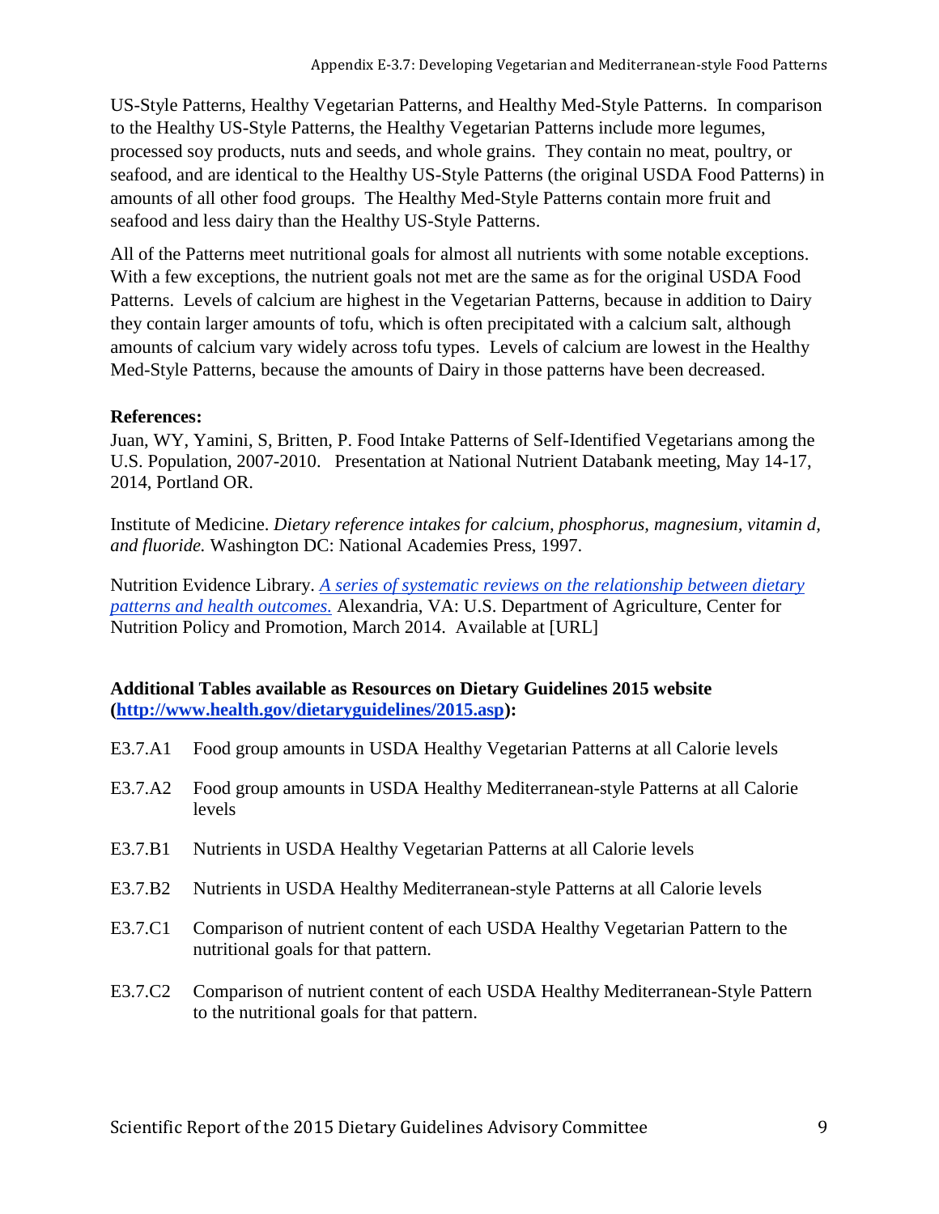US-Style Patterns, Healthy Vegetarian Patterns, and Healthy Med-Style Patterns. In comparison to the Healthy US-Style Patterns, the Healthy Vegetarian Patterns include more legumes, processed soy products, nuts and seeds, and whole grains. They contain no meat, poultry, or seafood, and are identical to the Healthy US-Style Patterns (the original USDA Food Patterns) in amounts of all other food groups. The Healthy Med-Style Patterns contain more fruit and seafood and less dairy than the Healthy US-Style Patterns.

All of the Patterns meet nutritional goals for almost all nutrients with some notable exceptions. With a few exceptions, the nutrient goals not met are the same as for the original USDA Food Patterns. Levels of calcium are highest in the Vegetarian Patterns, because in addition to Dairy they contain larger amounts of tofu, which is often precipitated with a calcium salt, although amounts of calcium vary widely across tofu types. Levels of calcium are lowest in the Healthy Med-Style Patterns, because the amounts of Dairy in those patterns have been decreased.

**References:**

Juan, WY, Yamini, S, Britten, P. Food Intake Patterns of Self-Identified Vegetarians among the U.S. Population, 2007-2010. Presentation at National Nutrient Databank meeting, May 14-17, 2014, Portland OR.

Institute of Medicine. *Dietary reference intakes for calcium, phosphorus, magnesium, vitamin d, and fluoride.* Washington DC: National Academies Press, 1997.

Nutrition Evidence Library. *A series of systematic reviews on the relationship between dietary patterns and health outcomes.* Alexandria, VA: U.S. Department of Agriculture, Center for Nutrition Policy and Promotion, March 2014. Available at [URL]

**Additional Tables available as Resources on Dietary Guidelines 2015 website (http://www.health.gov/dietaryguidelines/2015.asp):**

- E3.7.A1 Food group amounts in USDA Healthy Vegetarian Patterns at all Calorie levels
- E3.7.A2 Food group amounts in USDA Healthy Mediterranean-style Patterns at all Calorie levels
- E3.7.B1 Nutrients in USDA Healthy Vegetarian Patterns at all Calorie levels
- E3.7.B2 Nutrients in USDA Healthy Mediterranean-style Patterns at all Calorie levels
- E3.7.C1 Comparison of nutrient content of each USDA Healthy Vegetarian Pattern to the nutritional goals for that pattern.
- E3.7.C2 Comparison of nutrient content of each USDA Healthy Mediterranean-Style Pattern to the nutritional goals for that pattern.